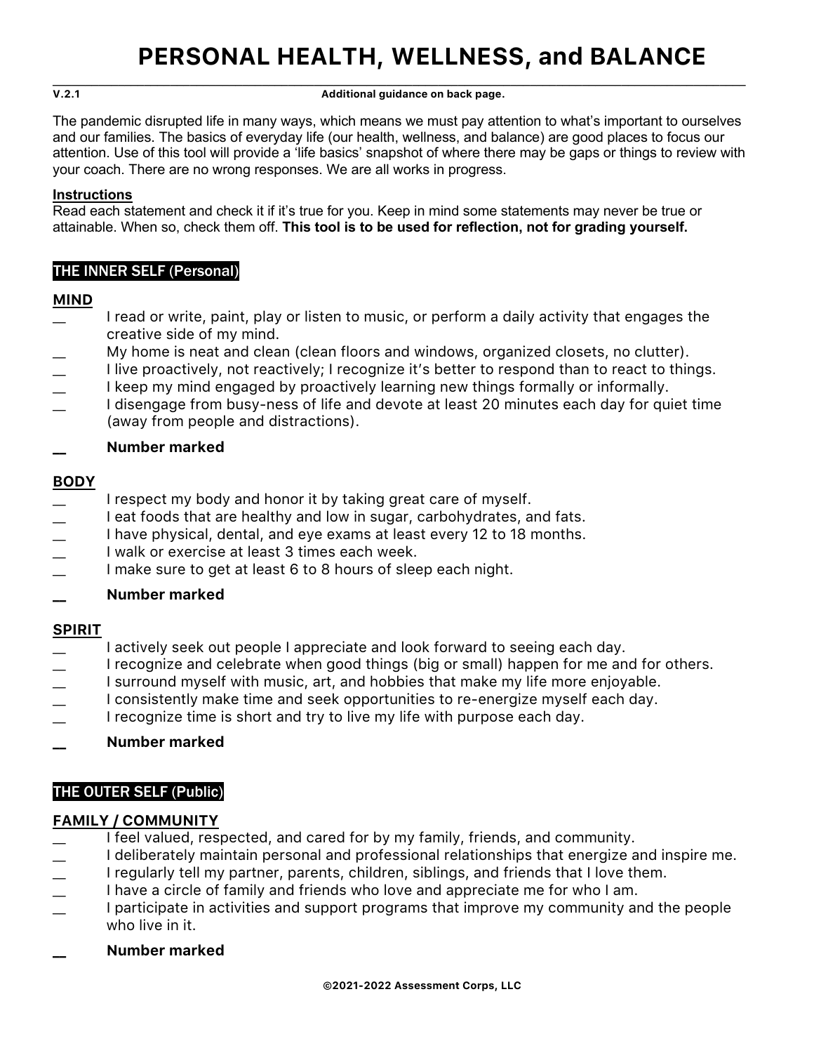# PERSONAL HEALTH, WELLNESS, and BALANCE

**V.2.1** **Additional guidance on back page.**

The pandemic disrupted life in many ways, which means we must pay attention to what's important to ourselves and our families. The basics of everyday life (our health, wellness, and balance) are good places to focus our attention. Use of this tool will provide a 'life basics' snapshot of where there may be gaps or things to review with your coach. There are no wrong responses. We are all works in progress.

**Instructions**
Read each statement and check it if it's true for you. Keep in mind some statements may never be true or attainable. When so, check them off. **This tool is to be used for reflection, not for grading yourself.**

## THE INNER SELF (Personal)

### MIND

__ I read or write, paint, play or listen to music, or perform a daily activity that engages the creative side of my mind.
__ My home is neat and clean (clean floors and windows, organized closets, no clutter).
__ I live proactively, not reactively; I recognize it's better to respond than to react to things.
__ I keep my mind engaged by proactively learning new things formally or informally.
__ I disengage from busy-ness of life and devote at least 20 minutes each day for quiet time (away from people and distractions).

__ **Number marked**

### BODY

__ I respect my body and honor it by taking great care of myself.
__ I eat foods that are healthy and low in sugar, carbohydrates, and fats.
__ I have physical, dental, and eye exams at least every 12 to 18 months.
__ I walk or exercise at least 3 times each week.
__ I make sure to get at least 6 to 8 hours of sleep each night.

__ **Number marked**

### SPIRIT

__ I actively seek out people I appreciate and look forward to seeing each day.
__ I recognize and celebrate when good things (big or small) happen for me and for others.
__ I surround myself with music, art, and hobbies that make my life more enjoyable.
__ I consistently make time and seek opportunities to re-energize myself each day.
__ I recognize time is short and try to live my life with purpose each day.

__ **Number marked**

## THE OUTER SELF (Public)

### FAMILY / COMMUNITY

__ I feel valued, respected, and cared for by my family, friends, and community.
__ I deliberately maintain personal and professional relationships that energize and inspire me.
__ I regularly tell my partner, parents, children, siblings, and friends that I love them.
__ I have a circle of family and friends who love and appreciate me for who I am.
__ I participate in activities and support programs that improve my community and the people who live in it.

__ **Number marked**

**©2021-2022 Assessment Corps, LLC**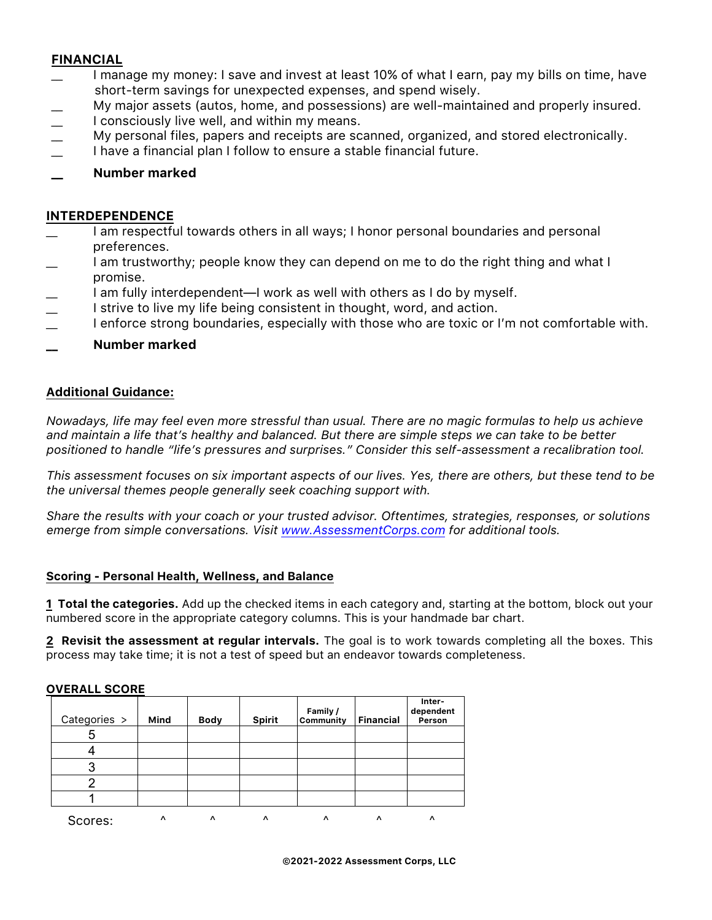**FINANCIAL**

__ I manage my money: I save and invest at least 10% of what I earn, pay my bills on time, have short-term savings for unexpected expenses, and spend wisely.
__ My major assets (autos, home, and possessions) are well-maintained and properly insured.
__ I consciously live well, and within my means.
__ My personal files, papers and receipts are scanned, organized, and stored electronically.
__ I have a financial plan I follow to ensure a stable financial future.

__ **Number marked**

**INTERDEPENDENCE**

__ I am respectful towards others in all ways; I honor personal boundaries and personal preferences.
__ I am trustworthy; people know they can depend on me to do the right thing and what I promise.
__ I am fully interdependent—I work as well with others as I do by myself.
__ I strive to live my life being consistent in thought, word, and action.
__ I enforce strong boundaries, especially with those who are toxic or I'm not comfortable with.

__ **Number marked**

**Additional Guidance:**

*Nowadays, life may feel even more stressful than usual. There are no magic formulas to help us achieve and maintain a life that's healthy and balanced. But there are simple steps we can take to be better positioned to handle "life's pressures and surprises." Consider this self-assessment a recalibration tool.*

*This assessment focuses on six important aspects of our lives. Yes, there are others, but these tend to be the universal themes people generally seek coaching support with.*

*Share the results with your coach or your trusted advisor. Oftentimes, strategies, responses, or solutions emerge from simple conversations. Visit www.AssessmentCorps.com for additional tools.*

**Scoring - Personal Health, Wellness, and Balance**

**1 Total the categories.** Add up the checked items in each category and, starting at the bottom, block out your numbered score in the appropriate category columns. This is your handmade bar chart.

**2 Revisit the assessment at regular intervals.** The goal is to work towards completing all the boxes. This process may take time; it is not a test of speed but an endeavor towards completeness.

**OVERALL SCORE**

| Categories > | Mind | Body | Spirit | Family / Community | Financial | Inter-dependent Person |
|---|---|---|---|---|---|---|
| 5 | | | | | | |
| 4 | | | | | | |
| 3 | | | | | | |
| 2 | | | | | | |
| 1 | | | | | | |
| Scores: | ^ | ^ | ^ | ^ | ^ | ^ |

©2021-2022 Assessment Corps, LLC